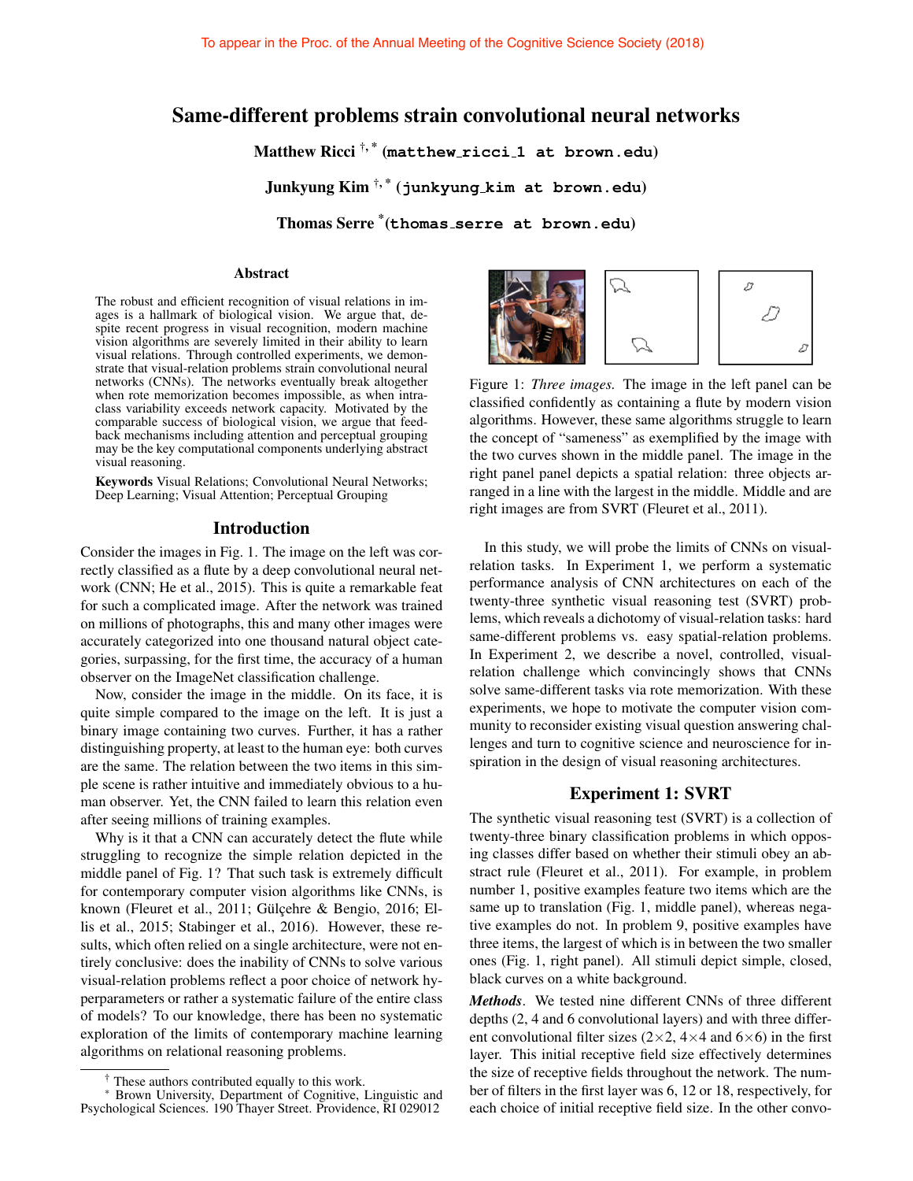# Same-different problems strain convolutional neural networks

**Matthew Ricci** [†,*] (matthew_ricci_1 at brown.edu)

**Junkyung Kim** [†,*] (junkyung_kim at brown.edu)

**Thomas Serre** [*](thomas_serre at brown.edu)

## Abstract

The robust and efficient recognition of visual relations in images is a hallmark of biological vision. We argue that, despite recent progress in visual recognition, modern machine vision algorithms are severely limited in their ability to learn visual relations. Through controlled experiments, we demonstrate that visual-relation problems strain convolutional neural networks (CNNs). The networks eventually break altogether when rote memorization becomes impossible, as when intra-class variability exceeds network capacity. Motivated by the comparable success of biological vision, we argue that feedback mechanisms including attention and perceptual grouping may be the key computational components underlying abstract visual reasoning.

**Keywords** Visual Relations; Convolutional Neural Networks; Deep Learning; Visual Attention; Perceptual Grouping

## Introduction

Consider the images in Fig. 1. The image on the left was correctly classified as a flute by a deep convolutional neural network (CNN; He et al., 2015). This is quite a remarkable feat for such a complicated image. After the network was trained on millions of photographs, this and many other images were accurately categorized into one thousand natural object categories, surpassing, for the first time, the accuracy of a human observer on the ImageNet classification challenge.

Now, consider the image in the middle. On its face, it is quite simple compared to the image on the left. It is just a binary image containing two curves. Further, it has a rather distinguishing property, at least to the human eye: both curves are the same. The relation between the two items in this simple scene is rather intuitive and immediately obvious to a human observer. Yet, the CNN failed to learn this relation even after seeing millions of training examples.

Why is it that a CNN can accurately detect the flute while struggling to recognize the simple relation depicted in the middle panel of Fig. 1? That such task is extremely difficult for contemporary computer vision algorithms like CNNs, is known (Fleuret et al., 2011; Gülçehre & Bengio, 2016; Ellis et al., 2015; Stabinger et al., 2016). However, these results, which often relied on a single architecture, were not entirely conclusive: does the inability of CNNs to solve various visual-relation problems reflect a poor choice of network hyperparameters or rather a systematic failure of the entire class of models? To our knowledge, there has been no systematic exploration of the limits of contemporary machine learning algorithms on relational reasoning problems.

Figure 1: *Three images.* The image in the left panel can be classified confidently as containing a flute by modern vision algorithms. However, these same algorithms struggle to learn the concept of "sameness" as exemplified by the image with the two curves shown in the middle panel. The image in the right panel panel depicts a spatial relation: three objects arranged in a line with the largest in the middle. Middle and are right images are from SVRT (Fleuret et al., 2011).

In this study, we will probe the limits of CNNs on visual-relation tasks. In Experiment 1, we perform a systematic performance analysis of CNN architectures on each of the twenty-three synthetic visual reasoning test (SVRT) problems, which reveals a dichotomy of visual-relation tasks: hard same-different problems vs. easy spatial-relation problems. In Experiment 2, we describe a novel, controlled, visual-relation challenge which convincingly shows that CNNs solve same-different tasks via rote memorization. With these experiments, we hope to motivate the computer vision community to reconsider existing visual question answering challenges and turn to cognitive science and neuroscience for inspiration in the design of visual reasoning architectures.

## Experiment 1: SVRT

The synthetic visual reasoning test (SVRT) is a collection of twenty-three binary classification problems in which opposing classes differ based on whether their stimuli obey an abstract rule (Fleuret et al., 2011). For example, in problem number 1, positive examples feature two items which are the same up to translation (Fig. 1, middle panel), whereas negative examples do not. In problem 9, positive examples have three items, the largest of which is in between the two smaller ones (Fig. 1, right panel). All stimuli depict simple, closed, black curves on a white background.

***Methods***. We tested nine different CNNs of three different depths (2, 4 and 6 convolutional layers) and with three different convolutional filter sizes ($2\times2$, $4\times4$ and $6\times6$) in the first layer. This initial receptive field size effectively determines the size of receptive fields throughout the network. The number of filters in the first layer was 6, 12 or 18, respectively, for each choice of initial receptive field size. In the other convo-

[†] These authors contributed equally to this work.

[*] Brown University, Department of Cognitive, Linguistic and Psychological Sciences. 190 Thayer Street. Providence, RI 029012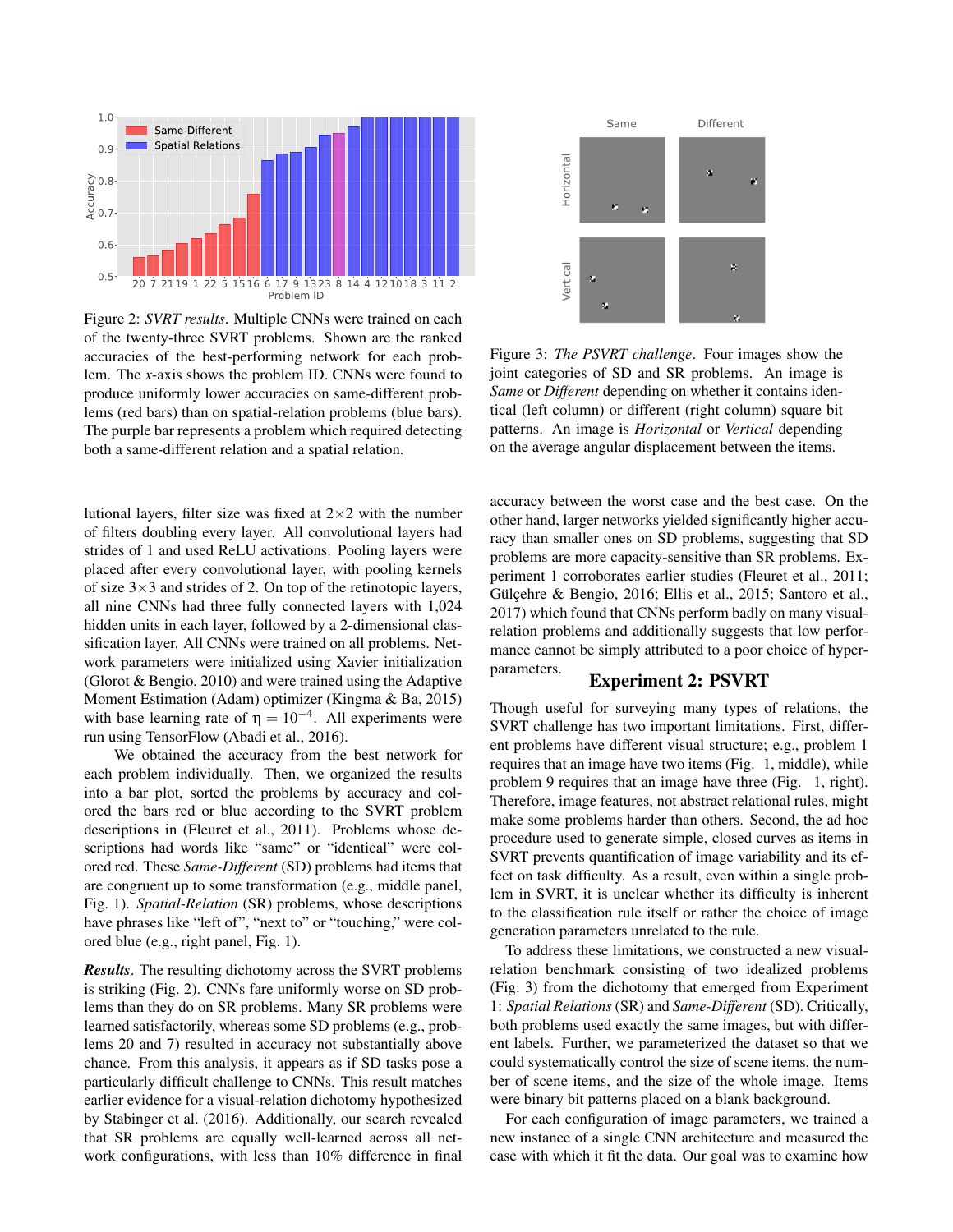Figure 2: *SVRT results*. Multiple CNNs were trained on each of the twenty-three SVRT problems. Shown are the ranked accuracies of the best-performing network for each problem. The *x*-axis shows the problem ID. CNNs were found to produce uniformly lower accuracies on same-different problems (red bars) than on spatial-relation problems (blue bars). The purple bar represents a problem which required detecting both a same-different relation and a spatial relation.

Figure 3: *The PSVRT challenge*. Four images show the joint categories of SD and SR problems. An image is *Same* or *Different* depending on whether it contains identical (left column) or different (right column) square bit patterns. An image is *Horizontal* or *Vertical* depending on the average angular displacement between the items.

lutional layers, filter size was fixed at 2×2 with the number of filters doubling every layer. All convolutional layers had strides of 1 and used ReLU activations. Pooling layers were placed after every convolutional layer, with pooling kernels of size 3×3 and strides of 2. On top of the retinotopic layers, all nine CNNs had three fully connected layers with 1,024 hidden units in each layer, followed by a 2-dimensional classification layer. All CNNs were trained on all problems. Network parameters were initialized using Xavier initialization (Glorot & Bengio, 2010) and were trained using the Adaptive Moment Estimation (Adam) optimizer (Kingma & Ba, 2015) with base learning rate of $\eta = 10^{-4}$. All experiments were run using TensorFlow (Abadi et al., 2016).

We obtained the accuracy from the best network for each problem individually. Then, we organized the results into a bar plot, sorted the problems by accuracy and colored the bars red or blue according to the SVRT problem descriptions in (Fleuret et al., 2011). Problems whose descriptions had words like "same" or "identical" were colored red. These *Same-Different* (SD) problems had items that are congruent up to some transformation (e.g., middle panel, Fig. 1). *Spatial-Relation* (SR) problems, whose descriptions have phrases like "left of", "next to" or "touching," were colored blue (e.g., right panel, Fig. 1).

***Results***. The resulting dichotomy across the SVRT problems is striking (Fig. 2). CNNs fare uniformly worse on SD problems than they do on SR problems. Many SR problems were learned satisfactorily, whereas some SD problems (e.g., problems 20 and 7) resulted in accuracy not substantially above chance. From this analysis, it appears as if SD tasks pose a particularly difficult challenge to CNNs. This result matches earlier evidence for a visual-relation dichotomy hypothesized by Stabinger et al. (2016). Additionally, our search revealed that SR problems are equally well-learned across all network configurations, with less than 10% difference in final accuracy between the worst case and the best case. On the other hand, larger networks yielded significantly higher accuracy than smaller ones on SD problems, suggesting that SD problems are more capacity-sensitive than SR problems. Experiment 1 corroborates earlier studies (Fleuret et al., 2011; Gülçehre & Bengio, 2016; Ellis et al., 2015; Santoro et al., 2017) which found that CNNs perform badly on many visual-relation problems and additionally suggests that low performance cannot be simply attributed to a poor choice of hyper-parameters.

## Experiment 2: PSVRT

Though useful for surveying many types of relations, the SVRT challenge has two important limitations. First, different problems have different visual structure; e.g., problem 1 requires that an image have two items (Fig. 1, middle), while problem 9 requires that an image have three (Fig. 1, right). Therefore, image features, not abstract relational rules, might make some problems harder than others. Second, the ad hoc procedure used to generate simple, closed curves as items in SVRT prevents quantification of image variability and its effect on task difficulty. As a result, even within a single problem in SVRT, it is unclear whether its difficulty is inherent to the classification rule itself or rather the choice of image generation parameters unrelated to the rule.

To address these limitations, we constructed a new visual-relation benchmark consisting of two idealized problems (Fig. 3) from the dichotomy that emerged from Experiment 1: *Spatial Relations* (SR) and *Same-Different* (SD). Critically, both problems used exactly the same images, but with different labels. Further, we parameterized the dataset so that we could systematically control the size of scene items, the number of scene items, and the size of the whole image. Items were binary bit patterns placed on a blank background.

For each configuration of image parameters, we trained a new instance of a single CNN architecture and measured the ease with which it fit the data. Our goal was to examine how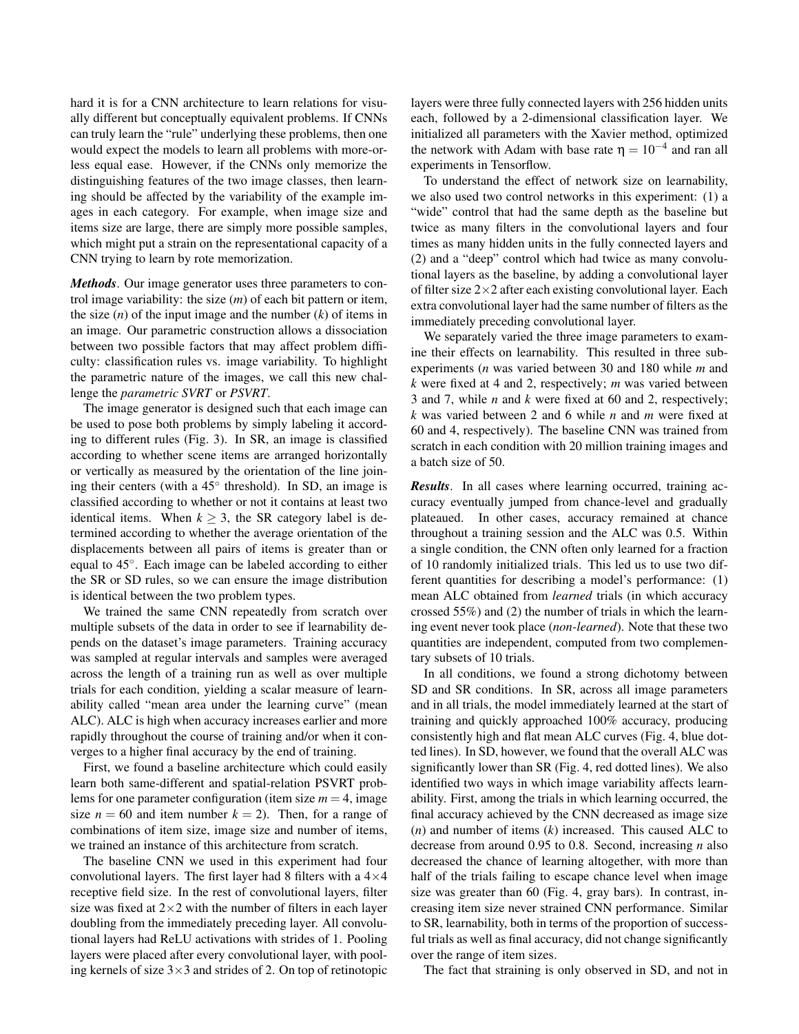hard it is for a CNN architecture to learn relations for visually different but conceptually equivalent problems. If CNNs can truly learn the "rule" underlying these problems, then one would expect the models to learn all problems with more-or-less equal ease. However, if the CNNs only memorize the distinguishing features of the two image classes, then learning should be affected by the variability of the example images in each category. For example, when image size and items size are large, there are simply more possible samples, which might put a strain on the representational capacity of a CNN trying to learn by rote memorization.

***Methods***. Our image generator uses three parameters to control image variability: the size ($m$) of each bit pattern or item, the size ($n$) of the input image and the number ($k$) of items in an image. Our parametric construction allows a dissociation between two possible factors that may affect problem difficulty: classification rules vs. image variability. To highlight the parametric nature of the images, we call this new challenge the *parametric SVRT* or *PSVRT*.

The image generator is designed such that each image can be used to pose both problems by simply labeling it according to different rules (Fig. 3). In SR, an image is classified according to whether scene items are arranged horizontally or vertically as measured by the orientation of the line joining their centers (with a $45^{\circ}$ threshold). In SD, an image is classified according to whether or not it contains at least two identical items. When $k \geq 3$, the SR category label is determined according to whether the average orientation of the displacements between all pairs of items is greater than or equal to $45^{\circ}$. Each image can be labeled according to either the SR or SD rules, so we can ensure the image distribution is identical between the two problem types.

We trained the same CNN repeatedly from scratch over multiple subsets of the data in order to see if learnability depends on the dataset's image parameters. Training accuracy was sampled at regular intervals and samples were averaged across the length of a training run as well as over multiple trials for each condition, yielding a scalar measure of learnability called "mean area under the learning curve" (mean ALC). ALC is high when accuracy increases earlier and more rapidly throughout the course of training and/or when it converges to a higher final accuracy by the end of training.

First, we found a baseline architecture which could easily learn both same-different and spatial-relation PSVRT problems for one parameter configuration (item size $m = 4$, image size $n = 60$ and item number $k = 2$). Then, for a range of combinations of item size, image size and number of items, we trained an instance of this architecture from scratch.

The baseline CNN we used in this experiment had four convolutional layers. The first layer had 8 filters with a $4\times4$ receptive field size. In the rest of convolutional layers, filter size was fixed at $2\times2$ with the number of filters in each layer doubling from the immediately preceding layer. All convolutional layers had ReLU activations with strides of 1. Pooling layers were placed after every convolutional layer, with pooling kernels of size $3\times3$ and strides of 2. On top of retinotopic layers were three fully connected layers with 256 hidden units each, followed by a 2-dimensional classification layer. We initialized all parameters with the Xavier method, optimized the network with Adam with base rate $\eta = 10^{-4}$ and ran all experiments in Tensorflow.

To understand the effect of network size on learnability, we also used two control networks in this experiment: (1) a "wide" control that had the same depth as the baseline but twice as many filters in the convolutional layers and four times as many hidden units in the fully connected layers and (2) and a "deep" control which had twice as many convolutional layers as the baseline, by adding a convolutional layer of filter size $2\times2$ after each existing convolutional layer. Each extra convolutional layer had the same number of filters as the immediately preceding convolutional layer.

We separately varied the three image parameters to examine their effects on learnability. This resulted in three sub-experiments ($n$ was varied between 30 and 180 while $m$ and $k$ were fixed at 4 and 2, respectively; $m$ was varied between 3 and 7, while $n$ and $k$ were fixed at 60 and 2, respectively; $k$ was varied between 2 and 6 while $n$ and $m$ were fixed at 60 and 4, respectively). The baseline CNN was trained from scratch in each condition with 20 million training images and a batch size of 50.

***Results***. In all cases where learning occurred, training accuracy eventually jumped from chance-level and gradually plateaued. In other cases, accuracy remained at chance throughout a training session and the ALC was 0.5. Within a single condition, the CNN often only learned for a fraction of 10 randomly initialized trials. This led us to use two different quantities for describing a model's performance: (1) mean ALC obtained from *learned* trials (in which accuracy crossed 55%) and (2) the number of trials in which the learning event never took place (*non-learned*). Note that these two quantities are independent, computed from two complementary subsets of 10 trials.

In all conditions, we found a strong dichotomy between SD and SR conditions. In SR, across all image parameters and in all trials, the model immediately learned at the start of training and quickly approached 100% accuracy, producing consistently high and flat mean ALC curves (Fig. 4, blue dotted lines). In SD, however, we found that the overall ALC was significantly lower than SR (Fig. 4, red dotted lines). We also identified two ways in which image variability affects learnability. First, among the trials in which learning occurred, the final accuracy achieved by the CNN decreased as image size ($n$) and number of items ($k$) increased. This caused ALC to decrease from around 0.95 to 0.8. Second, increasing $n$ also decreased the chance of learning altogether, with more than half of the trials failing to escape chance level when image size was greater than 60 (Fig. 4, gray bars). In contrast, increasing item size never strained CNN performance. Similar to SR, learnability, both in terms of the proportion of successful trials as well as final accuracy, did not change significantly over the range of item sizes.

The fact that straining is only observed in SD, and not in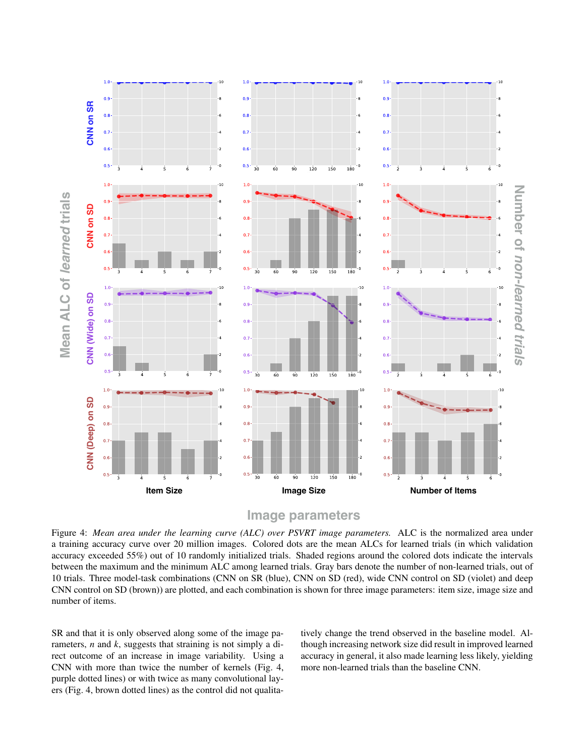Figure 4: *Mean area under the learning curve (ALC) over PSVRT image parameters.* ALC is the normalized area under a training accuracy curve over 20 million images. Colored dots are the mean ALCs for learned trials (in which validation accuracy exceeded 55%) out of 10 randomly initialized trials. Shaded regions around the colored dots indicate the intervals between the maximum and the minimum ALC among learned trials. Gray bars denote the number of non-learned trials, out of 10 trials. Three model-task combinations (CNN on SR (blue), CNN on SD (red), wide CNN control on SD (violet) and deep CNN control on SD (brown)) are plotted, and each combination is shown for three image parameters: item size, image size and number of items.

SR and that it is only observed along some of the image parameters, $n$ and $k$, suggests that straining is not simply a direct outcome of an increase in image variability. Using a CNN with more than twice the number of kernels (Fig. 4, purple dotted lines) or with twice as many convolutional layers (Fig. 4, brown dotted lines) as the control did not qualitatively change the trend observed in the baseline model. Although increasing network size did result in improved learned accuracy in general, it also made learning less likely, yielding more non-learned trials than the baseline CNN.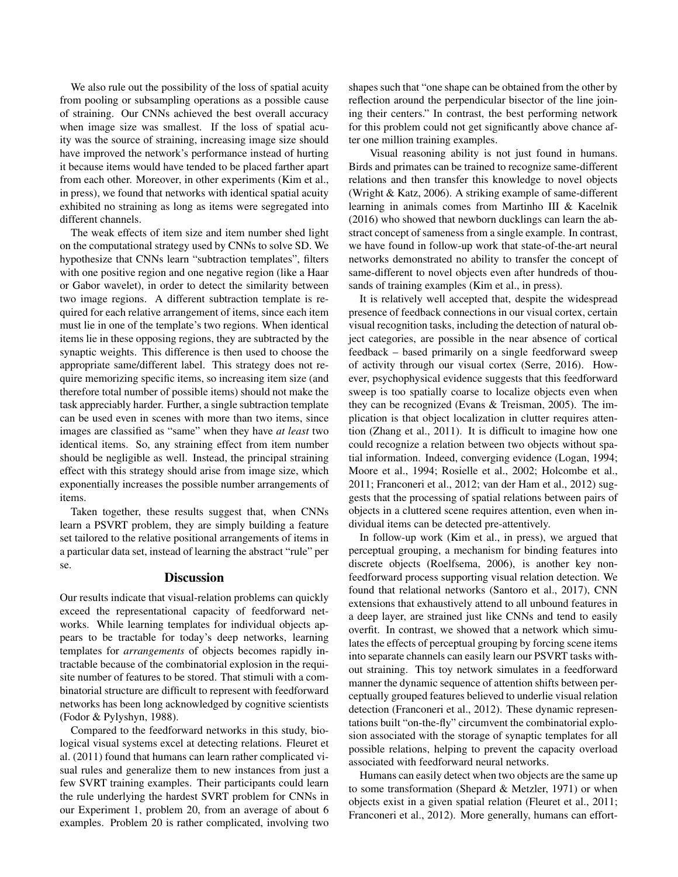We also rule out the possibility of the loss of spatial acuity from pooling or subsampling operations as a possible cause of straining. Our CNNs achieved the best overall accuracy when image size was smallest. If the loss of spatial acuity was the source of straining, increasing image size should have improved the network's performance instead of hurting it because items would have tended to be placed farther apart from each other. Moreover, in other experiments (Kim et al., in press), we found that networks with identical spatial acuity exhibited no straining as long as items were segregated into different channels.

The weak effects of item size and item number shed light on the computational strategy used by CNNs to solve SD. We hypothesize that CNNs learn "subtraction templates", filters with one positive region and one negative region (like a Haar or Gabor wavelet), in order to detect the similarity between two image regions. A different subtraction template is required for each relative arrangement of items, since each item must lie in one of the template's two regions. When identical items lie in these opposing regions, they are subtracted by the synaptic weights. This difference is then used to choose the appropriate same/different label. This strategy does not require memorizing specific items, so increasing item size (and therefore total number of possible items) should not make the task appreciably harder. Further, a single subtraction template can be used even in scenes with more than two items, since images are classified as "same" when they have *at least* two identical items. So, any straining effect from item number should be negligible as well. Instead, the principal straining effect with this strategy should arise from image size, which exponentially increases the possible number arrangements of items.

Taken together, these results suggest that, when CNNs learn a PSVRT problem, they are simply building a feature set tailored to the relative positional arrangements of items in a particular data set, instead of learning the abstract "rule" per se.

## Discussion

Our results indicate that visual-relation problems can quickly exceed the representational capacity of feedforward networks. While learning templates for individual objects appears to be tractable for today's deep networks, learning templates for *arrangements* of objects becomes rapidly intractable because of the combinatorial explosion in the requisite number of features to be stored. That stimuli with a combinatorial structure are difficult to represent with feedforward networks has been long acknowledged by cognitive scientists (Fodor & Pylyshyn, 1988).

Compared to the feedforward networks in this study, biological visual systems excel at detecting relations. Fleuret et al. (2011) found that humans can learn rather complicated visual rules and generalize them to new instances from just a few SVRT training examples. Their participants could learn the rule underlying the hardest SVRT problem for CNNs in our Experiment 1, problem 20, from an average of about 6 examples. Problem 20 is rather complicated, involving two shapes such that "one shape can be obtained from the other by reflection around the perpendicular bisector of the line joining their centers." In contrast, the best performing network for this problem could not get significantly above chance after one million training examples.

Visual reasoning ability is not just found in humans. Birds and primates can be trained to recognize same-different relations and then transfer this knowledge to novel objects (Wright & Katz, 2006). A striking example of same-different learning in animals comes from Martinho III & Kacelnik (2016) who showed that newborn ducklings can learn the abstract concept of sameness from a single example. In contrast, we have found in follow-up work that state-of-the-art neural networks demonstrated no ability to transfer the concept of same-different to novel objects even after hundreds of thousands of training examples (Kim et al., in press).

It is relatively well accepted that, despite the widespread presence of feedback connections in our visual cortex, certain visual recognition tasks, including the detection of natural object categories, are possible in the near absence of cortical feedback – based primarily on a single feedforward sweep of activity through our visual cortex (Serre, 2016). However, psychophysical evidence suggests that this feedforward sweep is too spatially coarse to localize objects even when they can be recognized (Evans & Treisman, 2005). The implication is that object localization in clutter requires attention (Zhang et al., 2011). It is difficult to imagine how one could recognize a relation between two objects without spatial information. Indeed, converging evidence (Logan, 1994; Moore et al., 1994; Rosielle et al., 2002; Holcombe et al., 2011; Franconeri et al., 2012; van der Ham et al., 2012) suggests that the processing of spatial relations between pairs of objects in a cluttered scene requires attention, even when individual items can be detected pre-attentively.

In follow-up work (Kim et al., in press), we argued that perceptual grouping, a mechanism for binding features into discrete objects (Roelfsema, 2006), is another key non-feedforward process supporting visual relation detection. We found that relational networks (Santoro et al., 2017), CNN extensions that exhaustively attend to all unbound features in a deep layer, are strained just like CNNs and tend to easily overfit. In contrast, we showed that a network which simulates the effects of perceptual grouping by forcing scene items into separate channels can easily learn our PSVRT tasks without straining. This toy network simulates in a feedforward manner the dynamic sequence of attention shifts between perceptually grouped features believed to underlie visual relation detection (Franconeri et al., 2012). These dynamic representations built "on-the-fly" circumvent the combinatorial explosion associated with the storage of synaptic templates for all possible relations, helping to prevent the capacity overload associated with feedforward neural networks.

Humans can easily detect when two objects are the same up to some transformation (Shepard & Metzler, 1971) or when objects exist in a given spatial relation (Fleuret et al., 2011; Franconeri et al., 2012). More generally, humans can effort-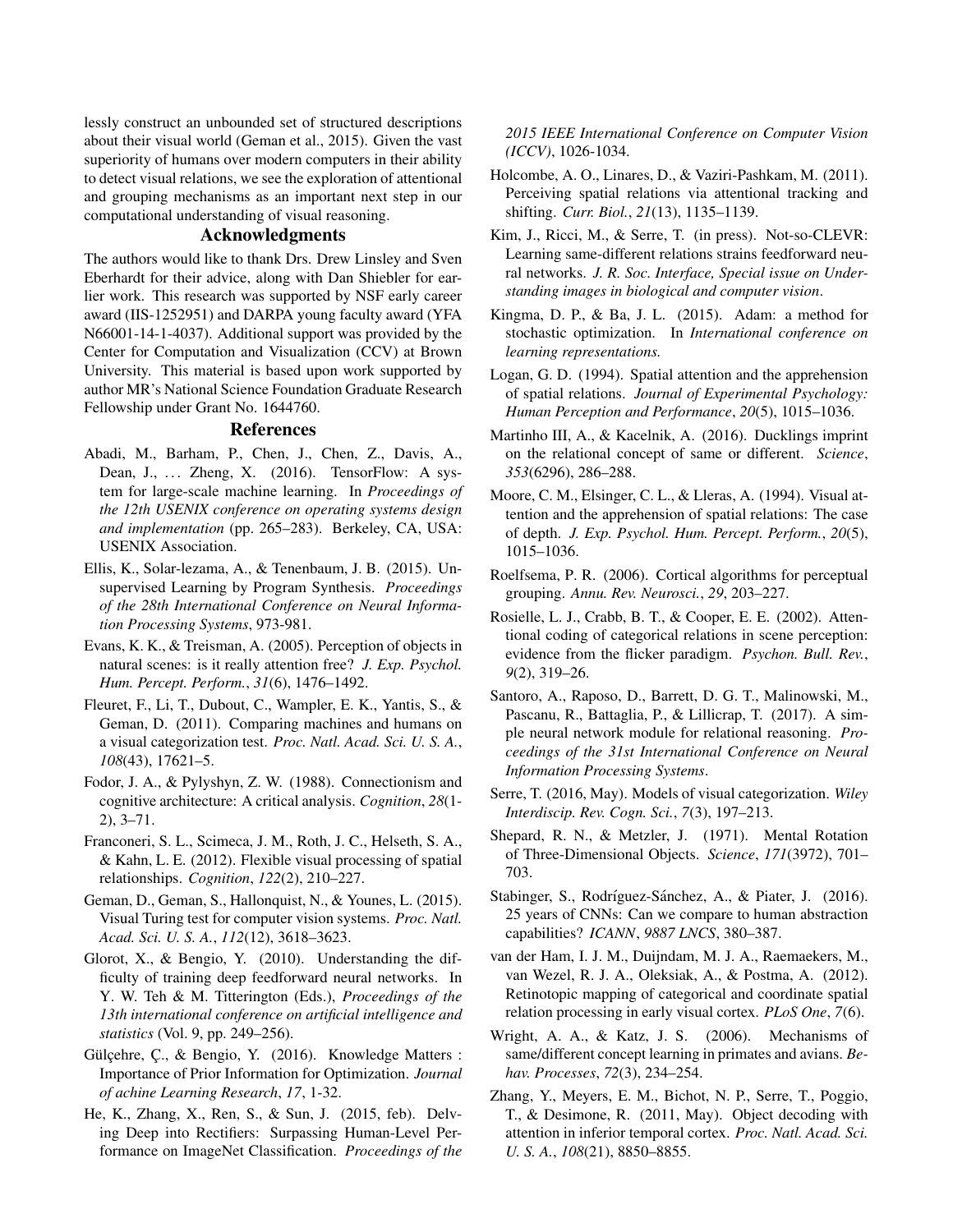lessly construct an unbounded set of structured descriptions about their visual world (Geman et al., 2015). Given the vast superiority of humans over modern computers in their ability to detect visual relations, we see the exploration of attentional and grouping mechanisms as an important next step in our computational understanding of visual reasoning.

## Acknowledgments

The authors would like to thank Drs. Drew Linsley and Sven Eberhardt for their advice, along with Dan Shiebler for earlier work. This research was supported by NSF early career award (IIS-1252951) and DARPA young faculty award (YFA N66001-14-1-4037). Additional support was provided by the Center for Computation and Visualization (CCV) at Brown University. This material is based upon work supported by author MR's National Science Foundation Graduate Research Fellowship under Grant No. 1644760.

## References

Abadi, M., Barham, P., Chen, J., Chen, Z., Davis, A., Dean, J., ... Zheng, X. (2016). TensorFlow: A system for large-scale machine learning. In *Proceedings of the 12th USENIX conference on operating systems design and implementation* (pp. 265–283). Berkeley, CA, USA: USENIX Association.

Ellis, K., Solar-lezama, A., & Tenenbaum, J. B. (2015). Unsupervised Learning by Program Synthesis. *Proceedings of the 28th International Conference on Neural Information Processing Systems*, 973-981.

Evans, K. K., & Treisman, A. (2005). Perception of objects in natural scenes: is it really attention free? *J. Exp. Psychol. Hum. Percept. Perform.*, *31*(6), 1476–1492.

Fleuret, F., Li, T., Dubout, C., Wampler, E. K., Yantis, S., & Geman, D. (2011). Comparing machines and humans on a visual categorization test. *Proc. Natl. Acad. Sci. U. S. A.*, *108*(43), 17621–5.

Fodor, J. A., & Pylyshyn, Z. W. (1988). Connectionism and cognitive architecture: A critical analysis. *Cognition*, *28*(1-2), 3–71.

Franconeri, S. L., Scimeca, J. M., Roth, J. C., Helseth, S. A., & Kahn, L. E. (2012). Flexible visual processing of spatial relationships. *Cognition*, *122*(2), 210–227.

Geman, D., Geman, S., Hallonquist, N., & Younes, L. (2015). Visual Turing test for computer vision systems. *Proc. Natl. Acad. Sci. U. S. A.*, *112*(12), 3618–3623.

Glorot, X., & Bengio, Y. (2010). Understanding the difficulty of training deep feedforward neural networks. In Y. W. Teh & M. Titterington (Eds.), *Proceedings of the 13th international conference on artificial intelligence and statistics* (Vol. 9, pp. 249–256).

Gülçehre, Ç., & Bengio, Y. (2016). Knowledge Matters : Importance of Prior Information for Optimization. *Journal of achine Learning Research*, *17*, 1-32.

He, K., Zhang, X., Ren, S., & Sun, J. (2015, feb). Delving Deep into Rectifiers: Surpassing Human-Level Performance on ImageNet Classification. *Proceedings of the 2015 IEEE International Conference on Computer Vision (ICCV)*, 1026-1034.

Holcombe, A. O., Linares, D., & Vaziri-Pashkam, M. (2011). Perceiving spatial relations via attentional tracking and shifting. *Curr. Biol.*, *21*(13), 1135–1139.

Kim, J., Ricci, M., & Serre, T. (in press). Not-so-CLEVR: Learning same-different relations strains feedforward neural networks. *J. R. Soc. Interface, Special issue on Understanding images in biological and computer vision*.

Kingma, D. P., & Ba, J. L. (2015). Adam: a method for stochastic optimization. In *International conference on learning representations.*

Logan, G. D. (1994). Spatial attention and the apprehension of spatial relations. *Journal of Experimental Psychology: Human Perception and Performance*, *20*(5), 1015–1036.

Martinho III, A., & Kacelnik, A. (2016). Ducklings imprint on the relational concept of same or different. *Science*, *353*(6296), 286–288.

Moore, C. M., Elsinger, C. L., & Lleras, A. (1994). Visual attention and the apprehension of spatial relations: The case of depth. *J. Exp. Psychol. Hum. Percept. Perform.*, *20*(5), 1015–1036.

Roelfsema, P. R. (2006). Cortical algorithms for perceptual grouping. *Annu. Rev. Neurosci.*, *29*, 203–227.

Rosielle, L. J., Crabb, B. T., & Cooper, E. E. (2002). Attentional coding of categorical relations in scene perception: evidence from the flicker paradigm. *Psychon. Bull. Rev.*, *9*(2), 319–26.

Santoro, A., Raposo, D., Barrett, D. G. T., Malinowski, M., Pascanu, R., Battaglia, P., & Lillicrap, T. (2017). A simple neural network module for relational reasoning. *Proceedings of the 31st International Conference on Neural Information Processing Systems*.

Serre, T. (2016, May). Models of visual categorization. *Wiley Interdiscip. Rev. Cogn. Sci.*, *7*(3), 197–213.

Shepard, R. N., & Metzler, J. (1971). Mental Rotation of Three-Dimensional Objects. *Science*, *171*(3972), 701–703.

Stabinger, S., Rodríguez-Sánchez, A., & Piater, J. (2016). 25 years of CNNs: Can we compare to human abstraction capabilities? *ICANN*, *9887 LNCS*, 380–387.

van der Ham, I. J. M., Duijndam, M. J. A., Raemaekers, M., van Wezel, R. J. A., Oleksiak, A., & Postma, A. (2012). Retinotopic mapping of categorical and coordinate spatial relation processing in early visual cortex. *PLoS One*, *7*(6).

Wright, A. A., & Katz, J. S. (2006). Mechanisms of same/different concept learning in primates and avians. *Behav. Processes*, *72*(3), 234–254.

Zhang, Y., Meyers, E. M., Bichot, N. P., Serre, T., Poggio, T., & Desimone, R. (2011, May). Object decoding with attention in inferior temporal cortex. *Proc. Natl. Acad. Sci. U. S. A.*, *108*(21), 8850–8855.